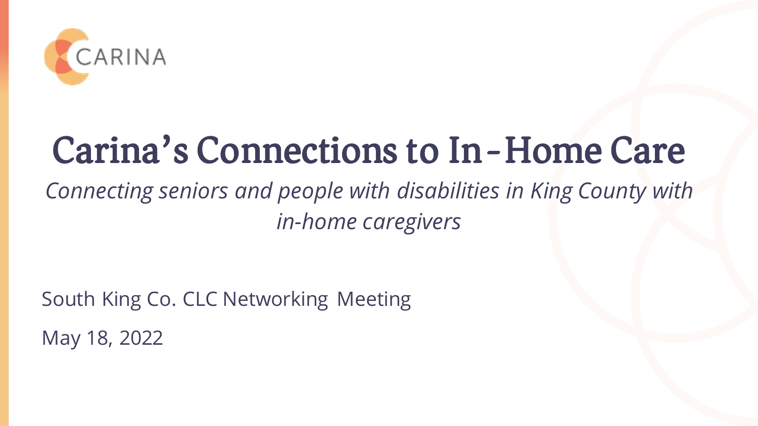CARINA

# Carina's Connections to In-Home Care

*Connecting seniors and people with disabilities in King County with in-home caregivers*

South King Co. CLC Networking Meeting

May 18, 2022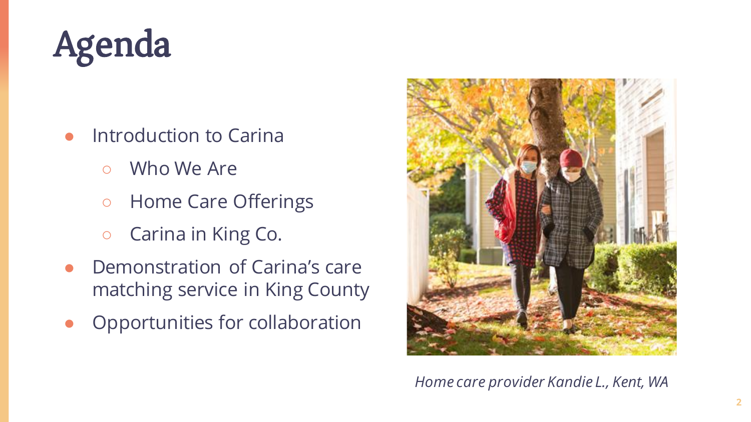# Agenda

- Introduction to Carina
  - Who We Are
  - Home Care Offerings
  - Carina in King Co.
- Demonstration of Carina's care matching service in King County
- Opportunities for collaboration

*Home care provider Kandie L., Kent, WA*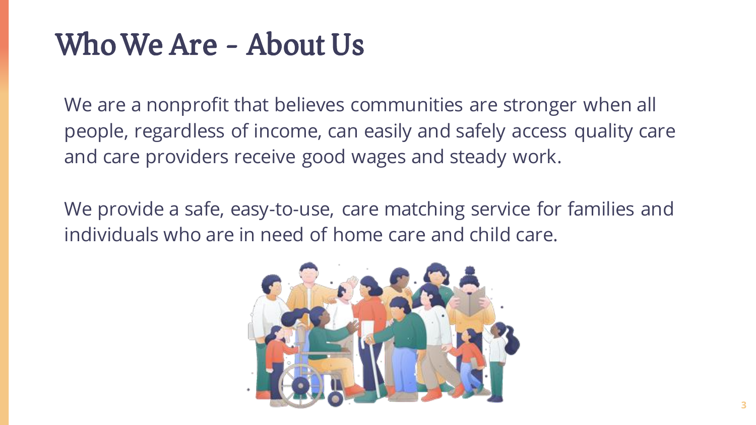# Who We Are - About Us

We are a nonprofit that believes communities are stronger when all people, regardless of income, can easily and safely access quality care and care providers receive good wages and steady work.

We provide a safe, easy-to-use, care matching service for families and individuals who are in need of home care and child care.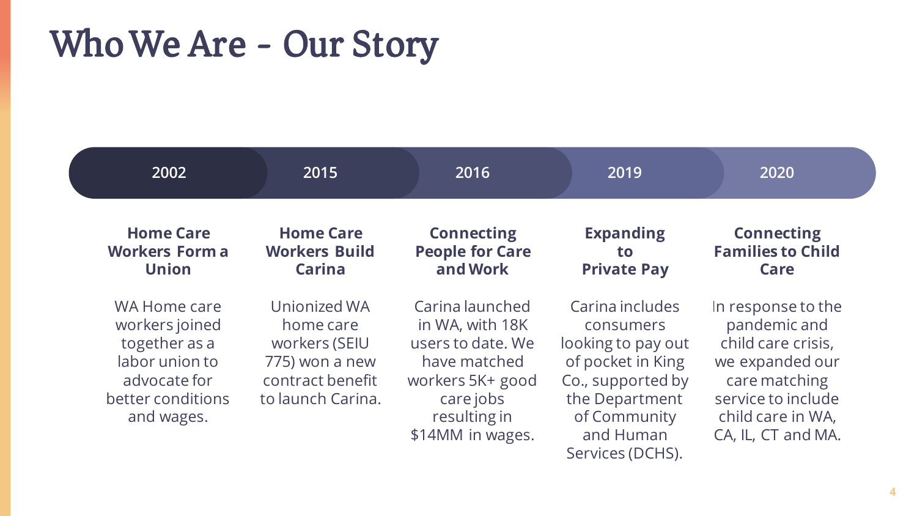# Who We Are - Our Story

### 2002

**Home Care Workers Form a Union**

WA Home care workers joined together as a labor union to advocate for better conditions and wages.

### 2015

**Home Care Workers Build Carina**

Unionized WA home care workers (SEIU 775) won a new contract benefit to launch Carina.

### 2016

**Connecting People for Care and Work**

Carina launched in WA, with 18K users to date. We have matched workers 5K+ good care jobs resulting in $14MM in wages.

### 2019

**Expanding to Private Pay**

Carina includes consumers looking to pay out of pocket in King Co., supported by the Department of Community and Human Services (DCHS).

### 2020

**Connecting Families to Child Care**

In response to the pandemic and child care crisis, we expanded our care matching service to include child care in WA, CA, IL, CT and MA.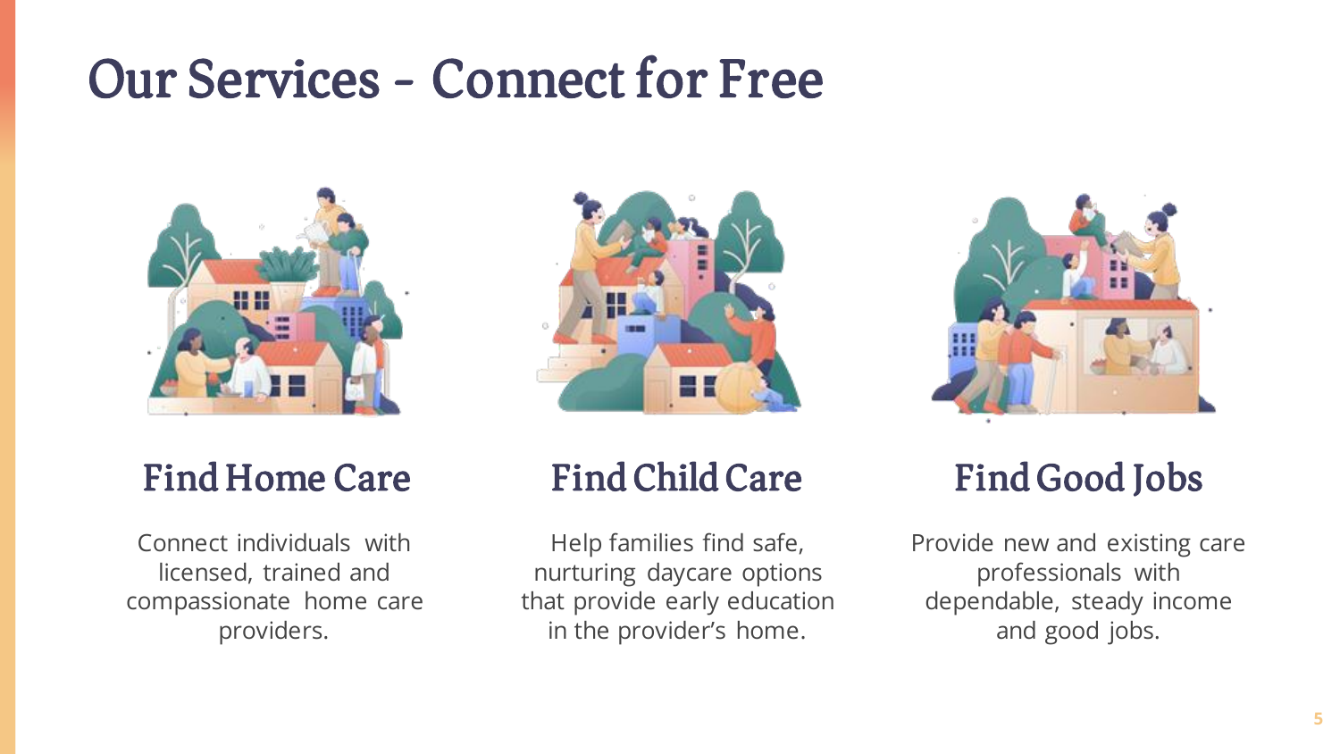# Our Services - Connect for Free

## Find Home Care

Connect individuals with licensed, trained and compassionate home care providers.

## Find Child Care

Help families find safe, nurturing daycare options that provide early education in the provider's home.

## Find Good Jobs

Provide new and existing care professionals with dependable, steady income and good jobs.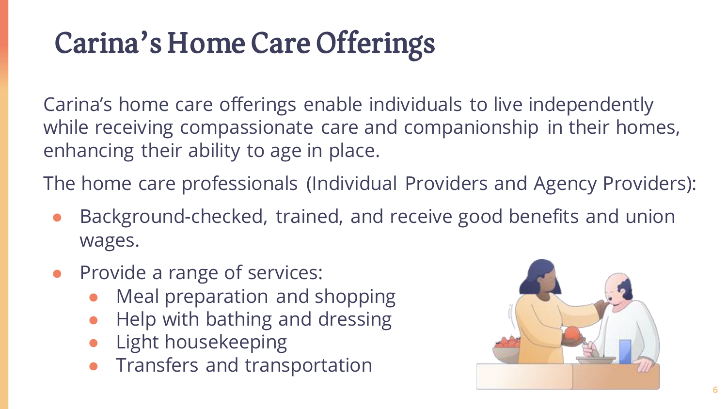# Carina's Home Care Offerings

Carina's home care offerings enable individuals to live independently while receiving compassionate care and companionship in their homes, enhancing their ability to age in place.

The home care professionals (Individual Providers and Agency Providers):

- Background-checked, trained, and receive good benefits and union wages.
- Provide a range of services:
  - Meal preparation and shopping
  - Help with bathing and dressing
  - Light housekeeping
  - Transfers and transportation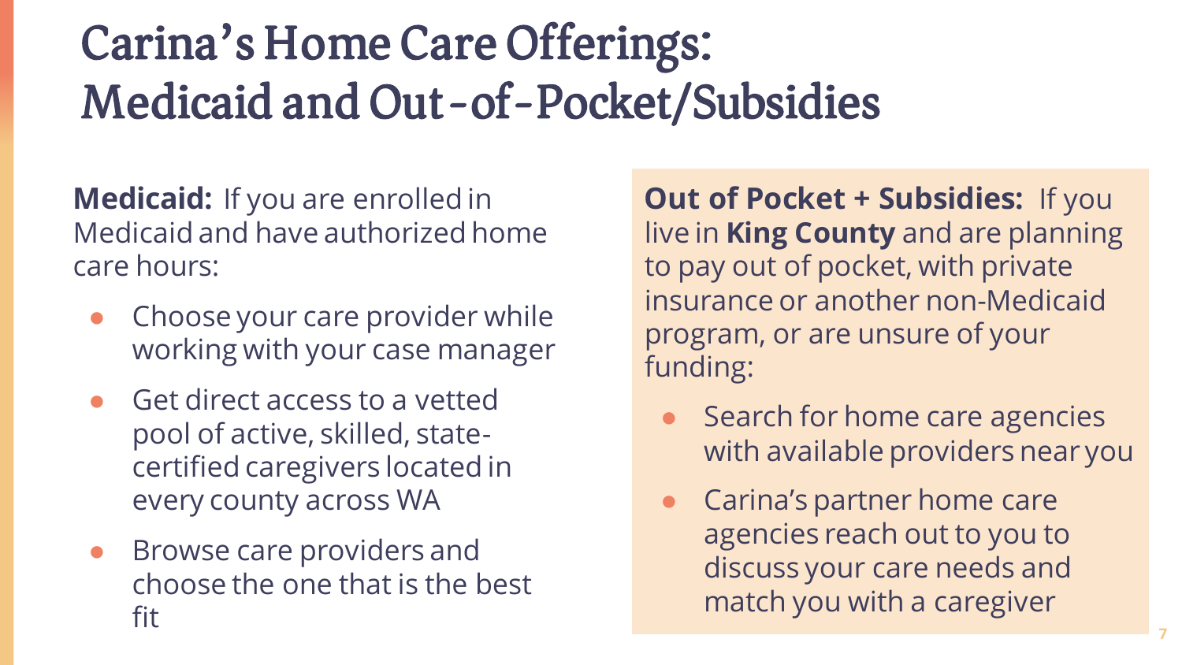# Carina's Home Care Offerings: Medicaid and Out-of-Pocket/Subsidies

**Medicaid:** If you are enrolled in Medicaid and have authorized home care hours:

- Choose your care provider while working with your case manager
- Get direct access to a vetted pool of active, skilled, state-certified caregivers located in every county across WA
- Browse care providers and choose the one that is the best fit

**Out of Pocket + Subsidies:** If you live in **King County** and are planning to pay out of pocket, with private insurance or another non-Medicaid program, or are unsure of your funding:

- Search for home care agencies with available providers near you
- Carina's partner home care agencies reach out to you to discuss your care needs and match you with a caregiver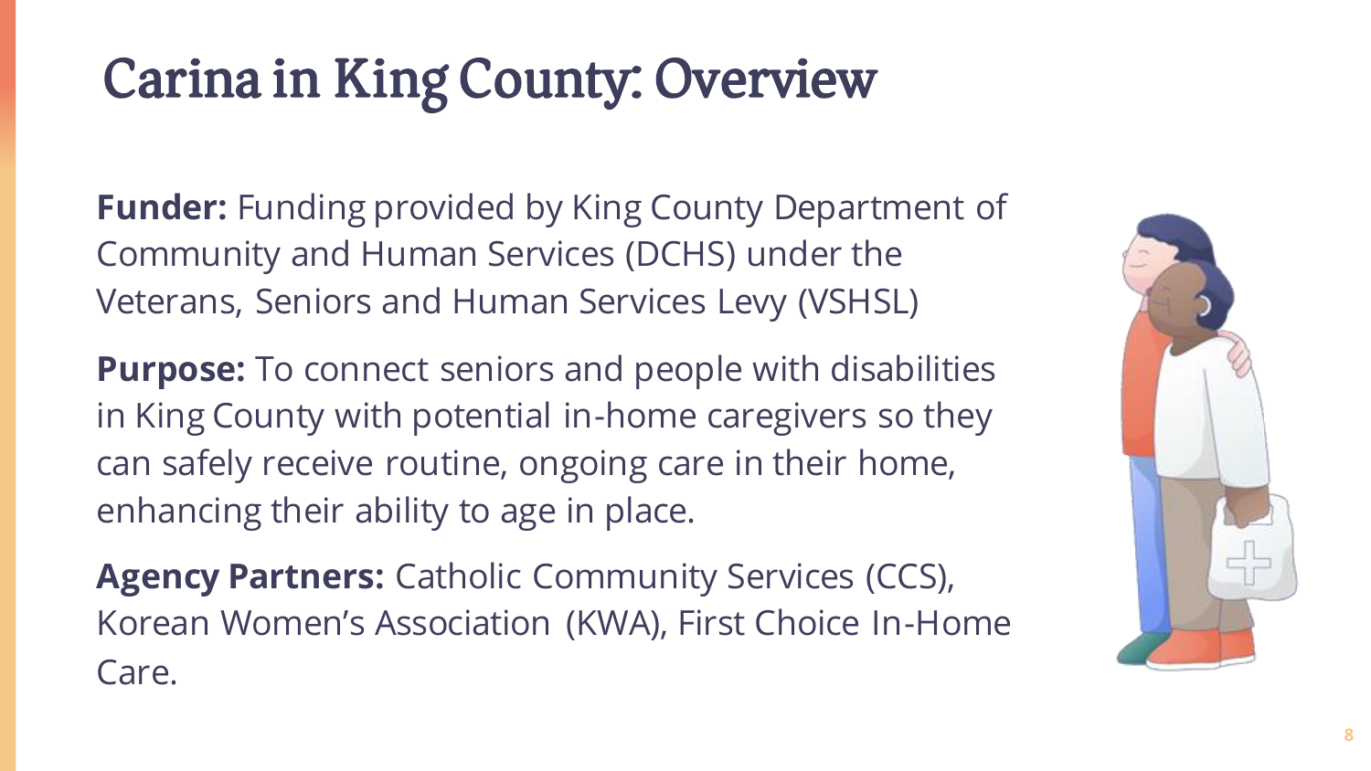# Carina in King County: Overview

**Funder:** Funding provided by King County Department of Community and Human Services (DCHS) under the Veterans, Seniors and Human Services Levy (VSHSL)

**Purpose:** To connect seniors and people with disabilities in King County with potential in-home caregivers so they can safely receive routine, ongoing care in their home, enhancing their ability to age in place.

**Agency Partners:** Catholic Community Services (CCS), Korean Women's Association (KWA), First Choice In-Home Care.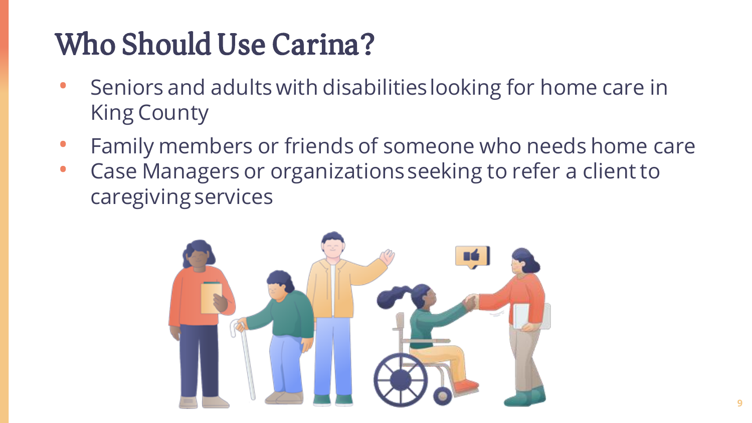# Who Should Use Carina?

- Seniors and adults with disabilities looking for home care in King County
- Family members or friends of someone who needs home care
- Case Managers or organizations seeking to refer a client to caregiving services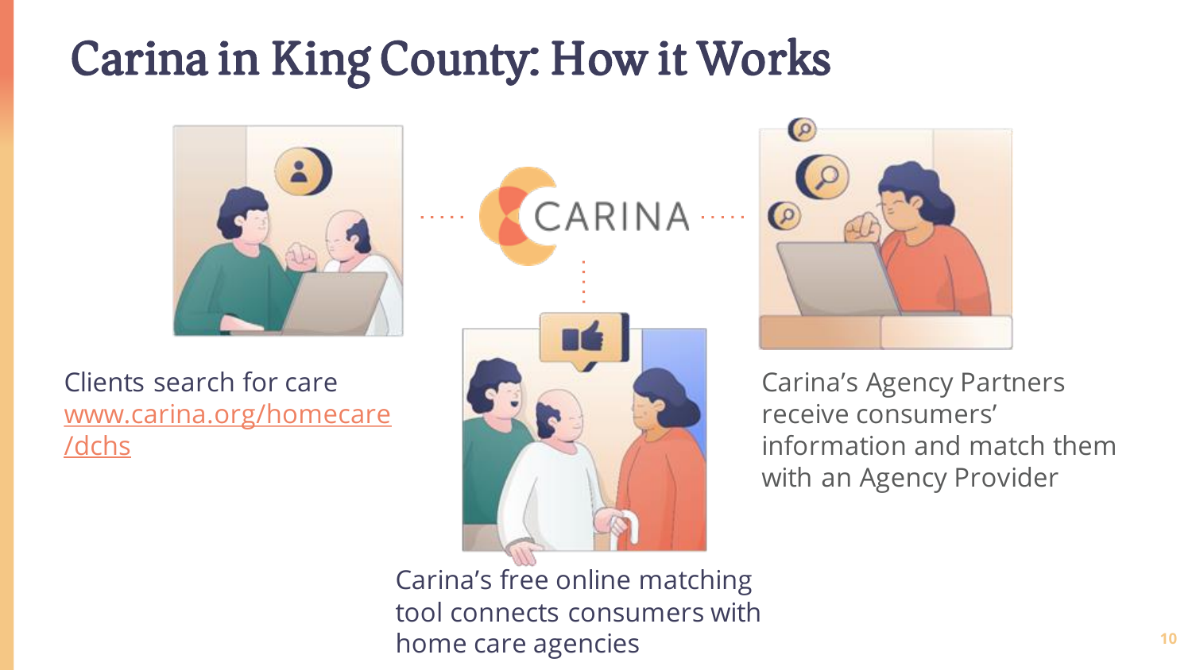# Carina in King County: How it Works

Clients search for care
[www.carina.org/homecare/dchs](www.carina.org/homecare/dchs)

Carina's free online matching tool connects consumers with home care agencies

Carina's Agency Partners receive consumers' information and match them with an Agency Provider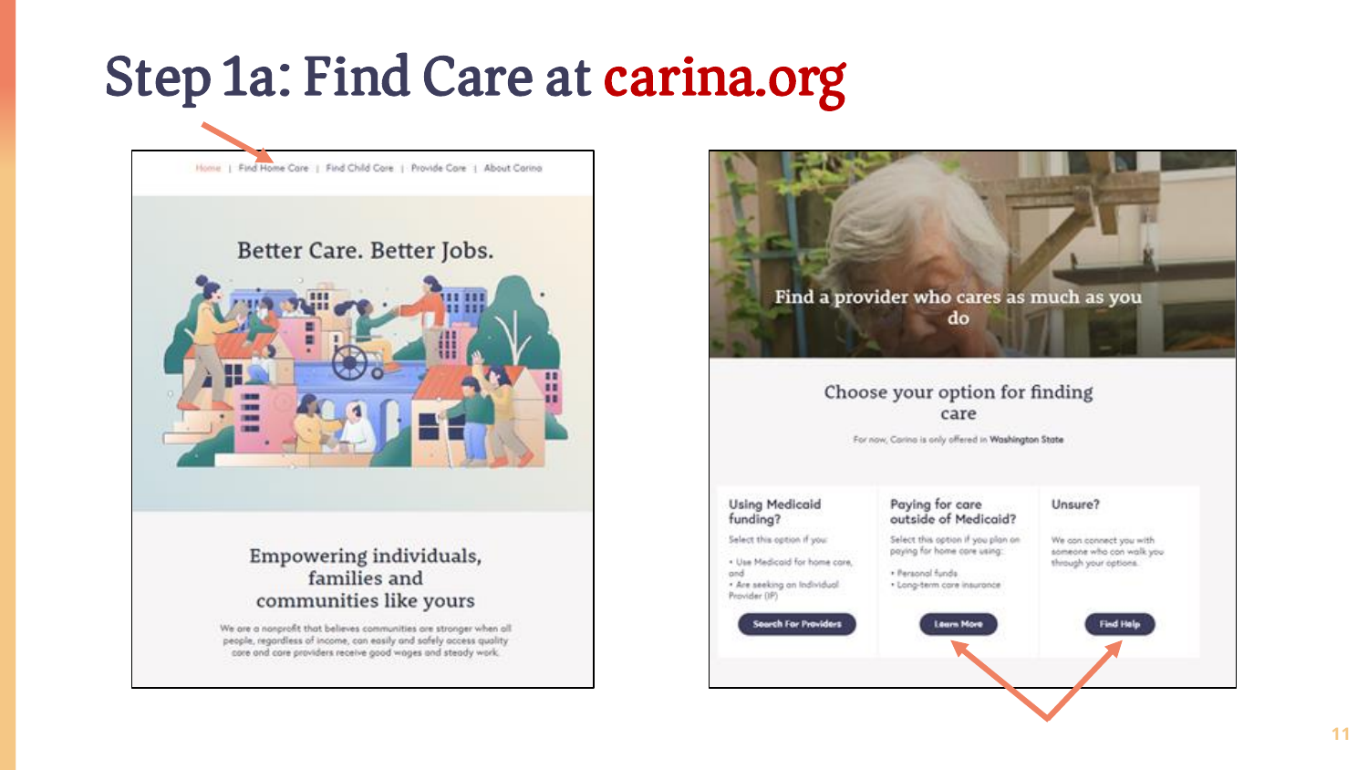# Step 1a: Find Care at carina.org

Home | Find Home Care | Find Child Care | Provide Care | About Carina

Better Care. Better Jobs.

Empowering individuals, families and communities like yours

We are a nonprofit that believes communities are stronger when all people, regardless of income, can easily and safely access quality care and care providers receive good wages and steady work.

Find a provider who cares as much as you do

Choose your option for finding care

For now, Carina is only offered in Washington State

**Using Medicaid funding?**

Select this option if you:

- Use Medicaid for home care, and
- Are seeking an Individual Provider (IP)

Search For Providers

**Paying for care outside of Medicaid?**

Select this option if you plan on paying for home care using:

- Personal funds
- Long-term care insurance

Learn More

**Unsure?**

We can connect you with someone who can walk you through your options.

Find Help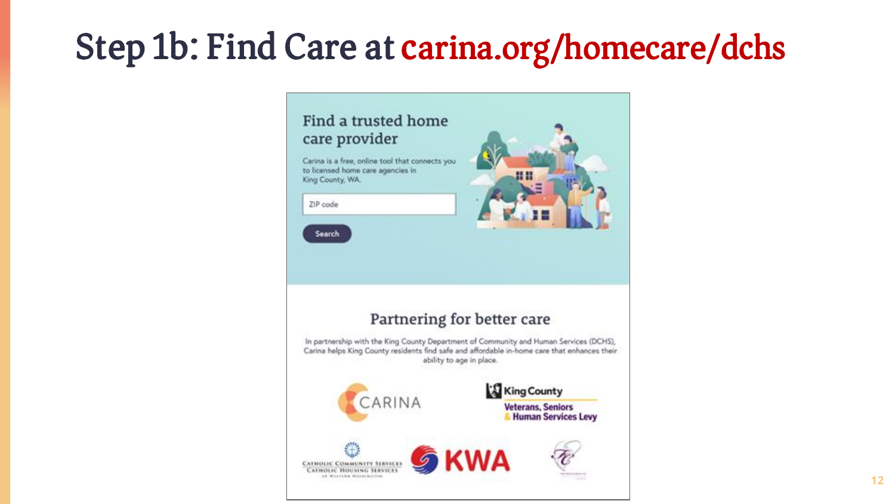# Step 1b: Find Care at carina.org/homecare/dchs

## Find a trusted home care provider

Carina is a free, online tool that connects you to licensed home care agencies in King County, WA.

ZIP code

Search

## Partnering for better care

In partnership with the King County Department of Community and Human Services (DCHS), Carina helps King County residents find safe and affordable in-home care that enhances their ability to age in place.

CARINA

King County Veterans, Seniors & Human Services Levy

Catholic Community Services
Catholic Housing Services
of Western Washington

KWA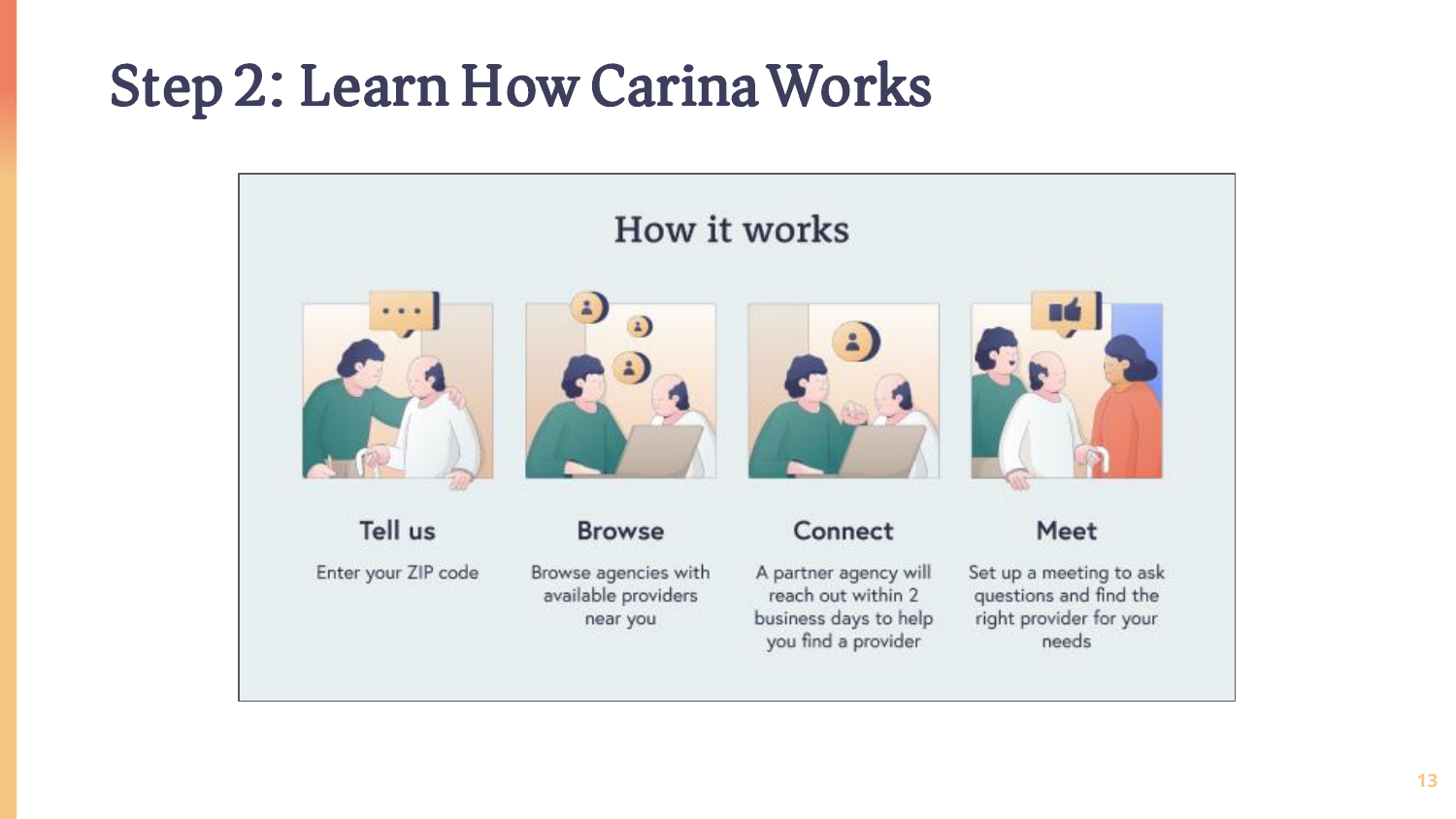# Step 2: Learn How Carina Works

## How it works

### Tell us

Enter your ZIP code

### Browse

Browse agencies with available providers near you

### Connect

A partner agency will reach out within 2 business days to help you find a provider

### Meet

Set up a meeting to ask questions and find the right provider for your needs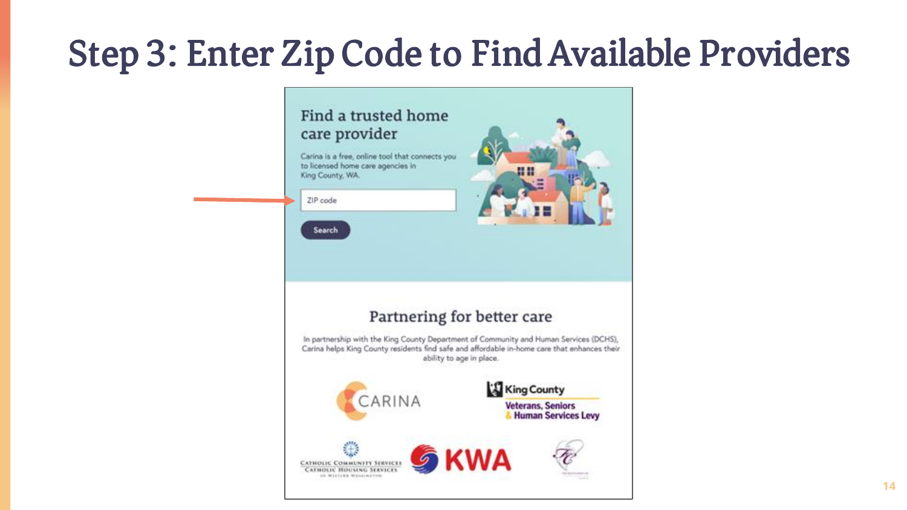# Step 3: Enter Zip Code to Find Available Providers

## Find a trusted home care provider

Carina is a free, online tool that connects you to licensed home care agencies in King County, WA.

ZIP code

Search

## Partnering for better care

In partnership with the King County Department of Community and Human Services (DCHS), Carina helps King County residents find safe and affordable in-home care that enhances their ability to age in place.

CARINA

King County
Veterans, Seniors & Human Services Levy

Catholic Community Services
Catholic Housing Services
of Western Washington

KWA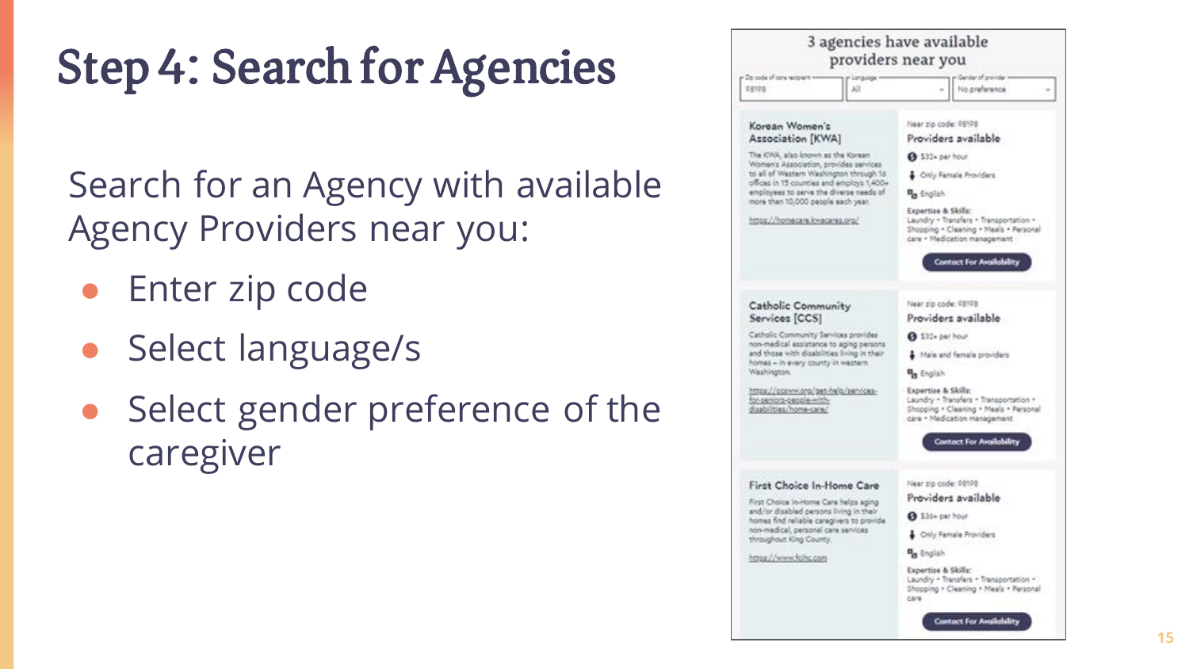# Step 4: Search for Agencies

Search for an Agency with available Agency Providers near you:

- Enter zip code
- Select language/s
- Select gender preference of the caregiver

## 3 agencies have available providers near you

Zip code of care recipient: 98198 | Language: All | Gender of provider: No preference

### Korean Women's Association [KWA]

The KWA, also known as the Korean Women's Association, provides services to all of Western Washington through 16 offices in 15 counties and employs 1,400+ employees to serve the diverse needs of more than 10,000 people each year.

https://homecare.kwacares.org/

Near zip code: 98198

**Providers available**

- $33+ per hour
- Only Female Providers
- English

**Expertise & Skills:** Laundry • Transfers • Transportation • Shopping • Cleaning • Meals • Personal care • Medication management

Contact For Availability

### Catholic Community Services [CCS]

Catholic Community Services provides non-medical assistance to aging persons and those with disabilities living in their homes – in every county in western Washington.

https://ccsww.org/get-help/services-for-seniors-people-with-disabilities/home-care/

Near zip code: 98198

**Providers available**

- $32+ per hour
- Male and female providers
- English

**Expertise & Skills:** Laundry • Transfers • Transportation • Shopping • Cleaning • Meals • Personal care • Medication management

Contact For Availability

### First Choice In-Home Care

First Choice In-Home Care helps aging and/or disabled persons living in their homes find reliable caregivers to provide non-medical, personal care services throughout King County.

https://www.fcihc.com

Near zip code: 98198

**Providers available**

- $36+ per hour
- Only Female Providers
- English

**Expertise & Skills:** Laundry • Transfers • Transportation • Shopping • Cleaning • Meals • Personal care

Contact For Availability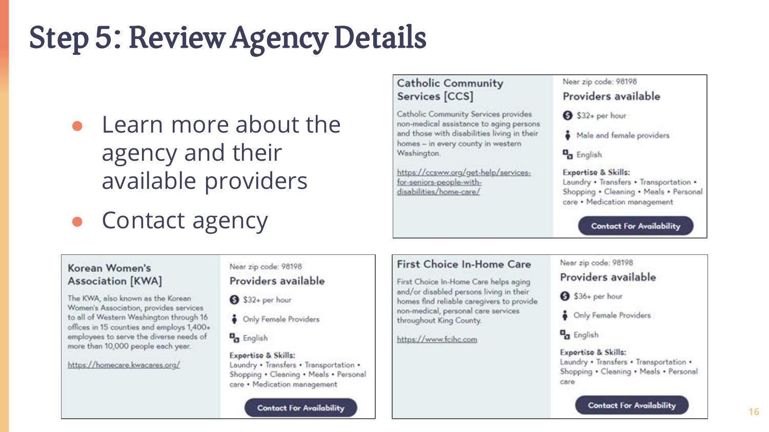# Step 5: Review Agency Details

- Learn more about the agency and their available providers
- Contact agency

## Catholic Community Services [CCS]

Catholic Community Services provides non-medical assistance to aging persons and those with disabilities living in their homes – in every county in western Washington.

https://ccsww.org/get-help/services-for-seniors-people-with-disabilities/home-care/

Near zip code: 98198

**Providers available**

- $32+ per hour
- Male and female providers
- English

**Expertise & Skills:**
Laundry • Transfers • Transportation • Shopping • Cleaning • Meals • Personal care • Medication management

Contact For Availability

## Korean Women's Association [KWA]

The KWA, also known as the Korean Women's Association, provides services to all of Western Washington through 16 offices in 15 counties and employs 1,400+ employees to serve the diverse needs of more than 10,000 people each year.

https://homecare.kwacares.org/

Near zip code: 98198

**Providers available**

- $32+ per hour
- Only Female Providers
- English

**Expertise & Skills:**
Laundry • Transfers • Transportation • Shopping • Cleaning • Meals • Personal care • Medication management

Contact For Availability

## First Choice In-Home Care

First Choice In-Home Care helps aging and/or disabled persons living in their homes find reliable caregivers to provide non-medical, personal care services throughout King County.

https://www.fcihc.com

Near zip code: 98198

**Providers available**

- $36+ per hour
- Only Female Providers
- English

**Expertise & Skills:**
Laundry • Transfers • Transportation • Shopping • Cleaning • Meals • Personal care

Contact For Availability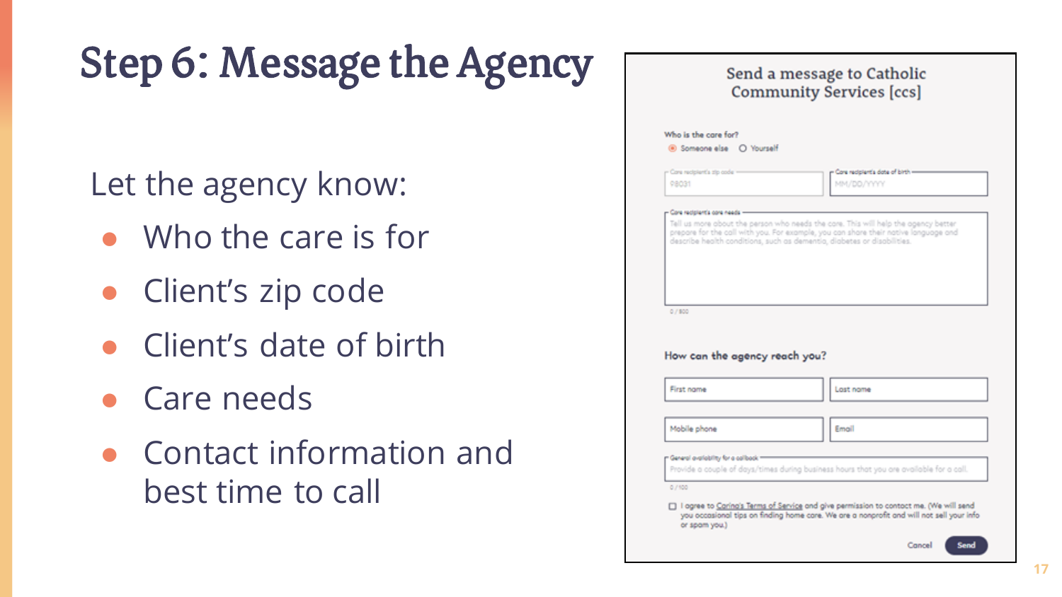# Step 6: Message the Agency

Let the agency know:

- Who the care is for
- Client's zip code
- Client's date of birth
- Care needs
- Contact information and best time to call

Send a message to Catholic Community Services [ccs]

Who is the care for?

- (•) Someone else
- ( ) Yourself

Care recipient's zip code: 98031

Care recipient's date of birth: MM/DD/YYYY

Care recipient's care needs: Tell us more about the person who needs the care. This will help the agency better prepare for the call with you. For example, you can share their native language and describe health conditions, such as dementia, diabetes or disabilities.

0 / 500

How can the agency reach you?

First name | Last name

Mobile phone | Email

General availability for a callback: Provide a couple of days/times during business hours that you are available for a call.

0 / 100

☐ I agree to Caring's Terms of Service and give permission to contact me. (We will send you occasional tips on finding home care. We are a nonprofit and will not sell your info or spam you.)

Cancel | Send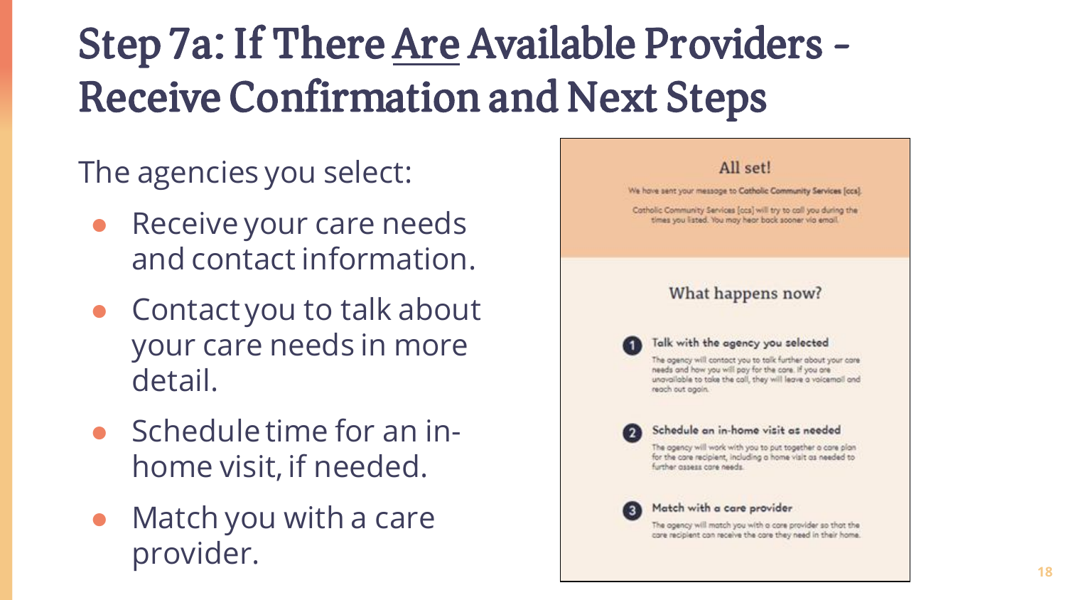# Step 7a: If There Are Available Providers - Receive Confirmation and Next Steps

The agencies you select:

- Receive your care needs and contact information.
- Contact you to talk about your care needs in more detail.
- Schedule time for an in-home visit, if needed.
- Match you with a care provider.

**All set!**

We have sent your message to Catholic Community Services [ccs].

Catholic Community Services [ccs] will try to call you during the times you listed. You may hear back sooner via email.

**What happens now?**

1. **Talk with the agency you selected**
   The agency will contact you to talk further about your care needs and how you will pay for the care. If you are unavailable to take the call, they will leave a voicemail and reach out again.
2. **Schedule an in-home visit as needed**
   The agency will work with you to put together a care plan for the care recipient, including a home visit as needed to further assess care needs.
3. **Match with a care provider**
   The agency will match you with a care provider so that the care recipient can receive the care they need in their home.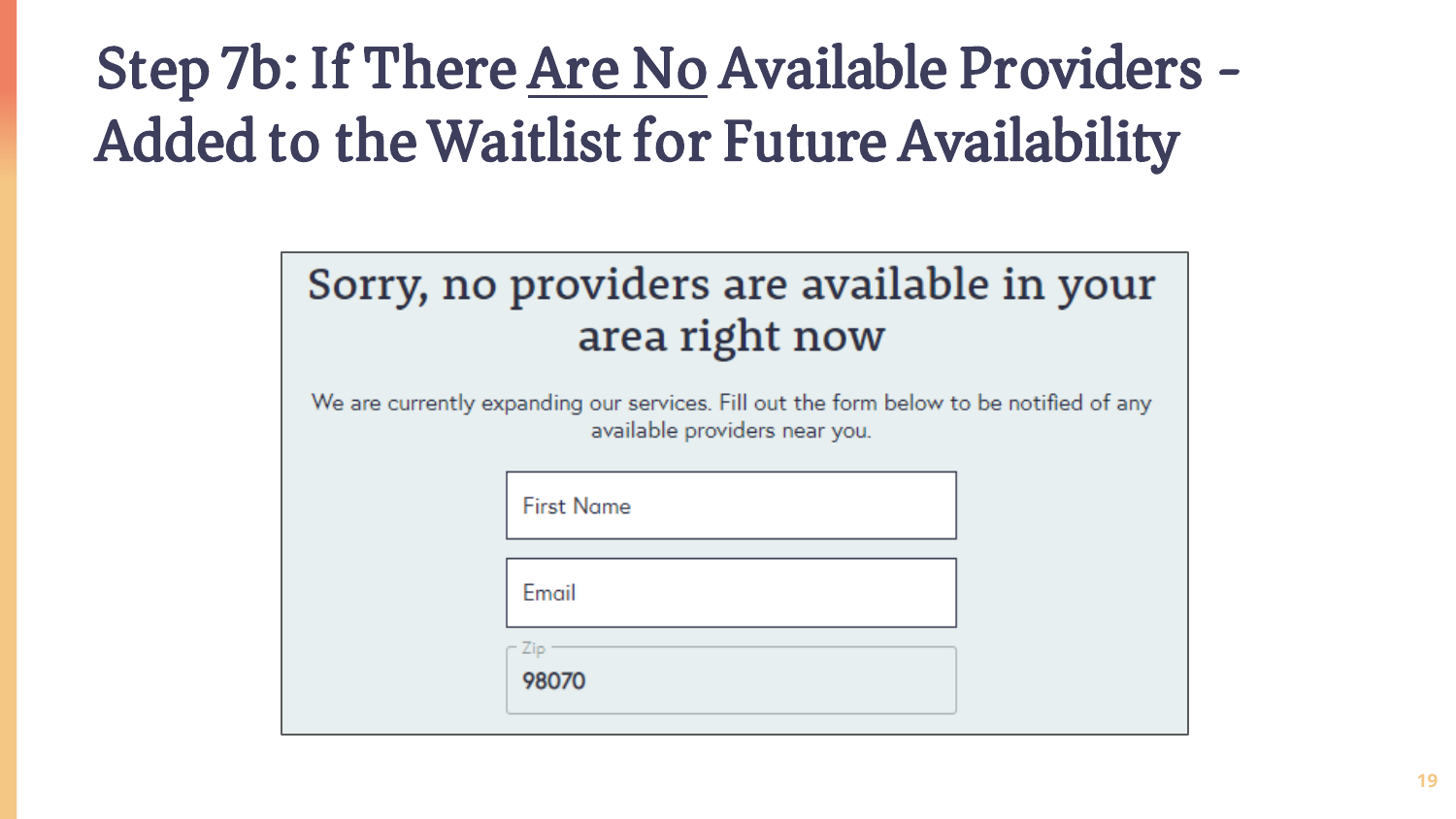# Step 7b: If There Are No Available Providers - Added to the Waitlist for Future Availability

## Sorry, no providers are available in your area right now

We are currently expanding our services. Fill out the form below to be notified of any available providers near you.

First Name

Email

Zip

98070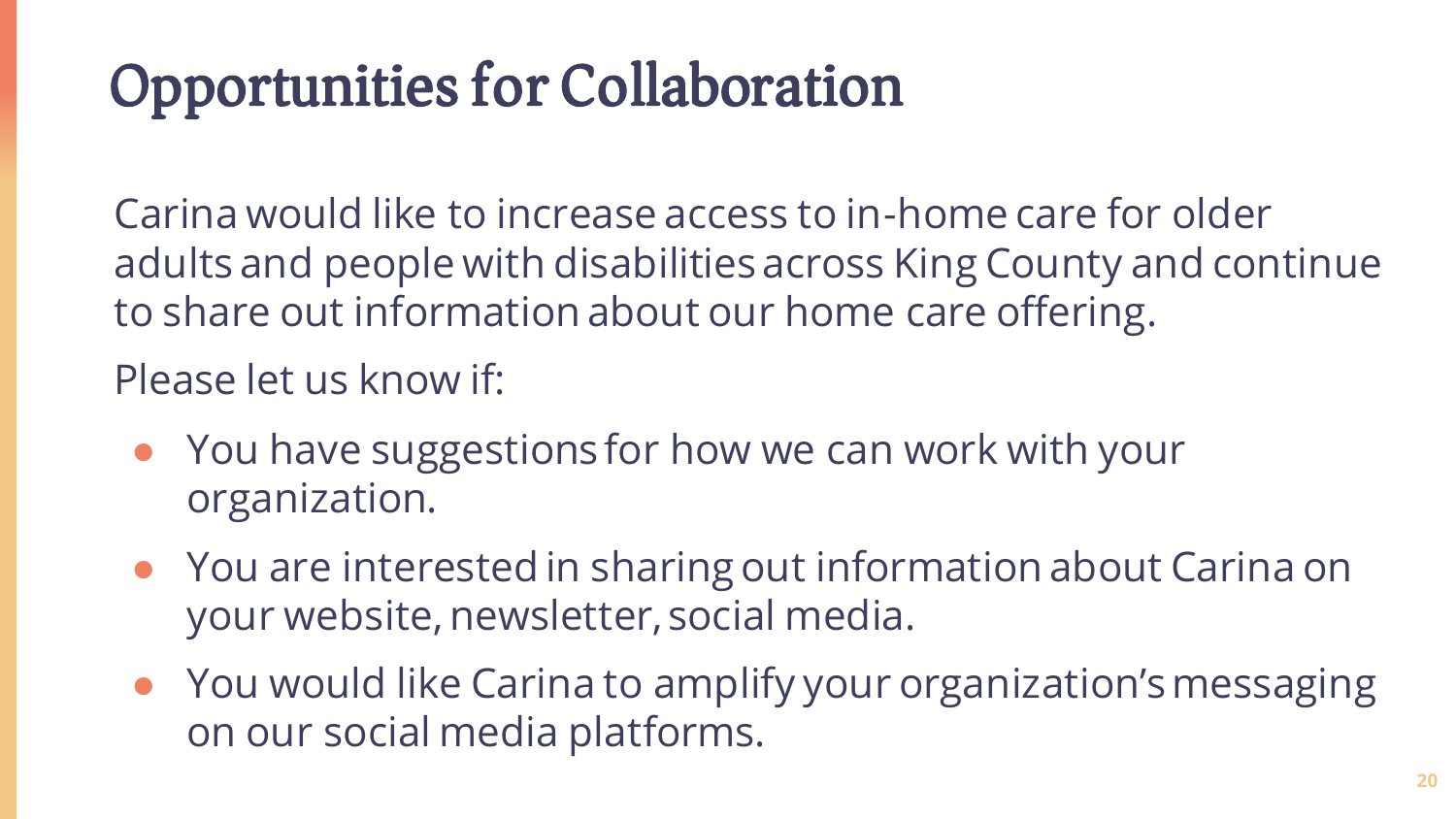# Opportunities for Collaboration

Carina would like to increase access to in-home care for older adults and people with disabilities across King County and continue to share out information about our home care offering.

Please let us know if:

- You have suggestions for how we can work with your organization.
- You are interested in sharing out information about Carina on your website, newsletter, social media.
- You would like Carina to amplify your organization's messaging on our social media platforms.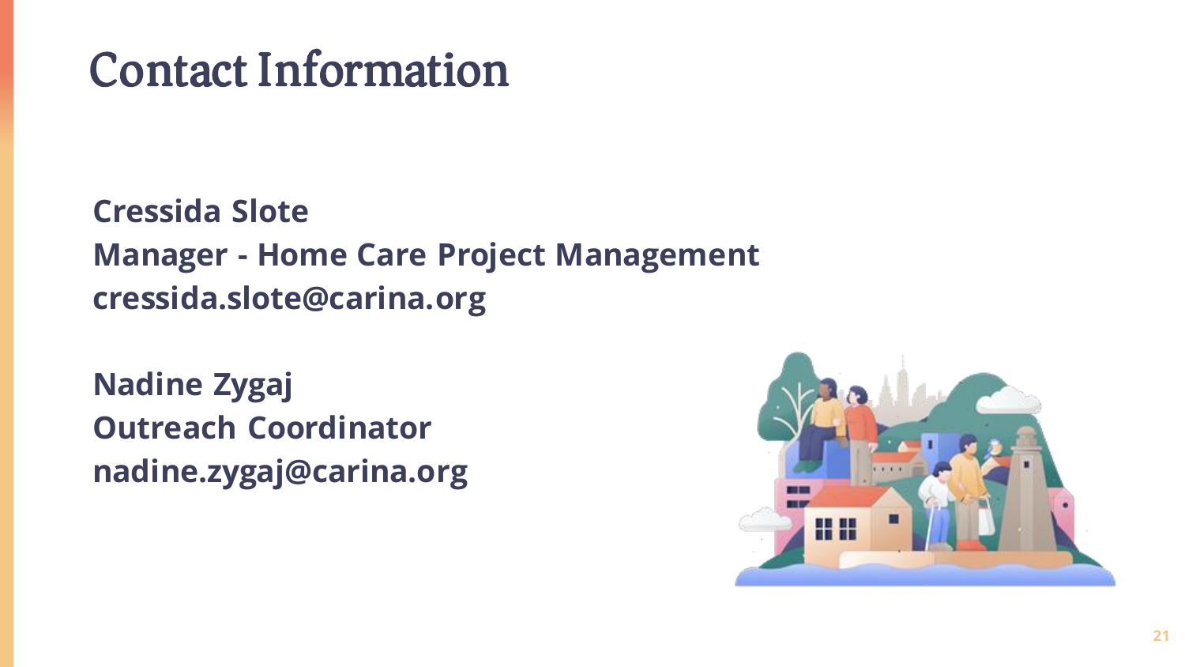# Contact Information

**Cressida Slote**
**Manager - Home Care Project Management**
**cressida.slote@carina.org**

**Nadine Zygaj**
**Outreach Coordinator**
**nadine.zygaj@carina.org**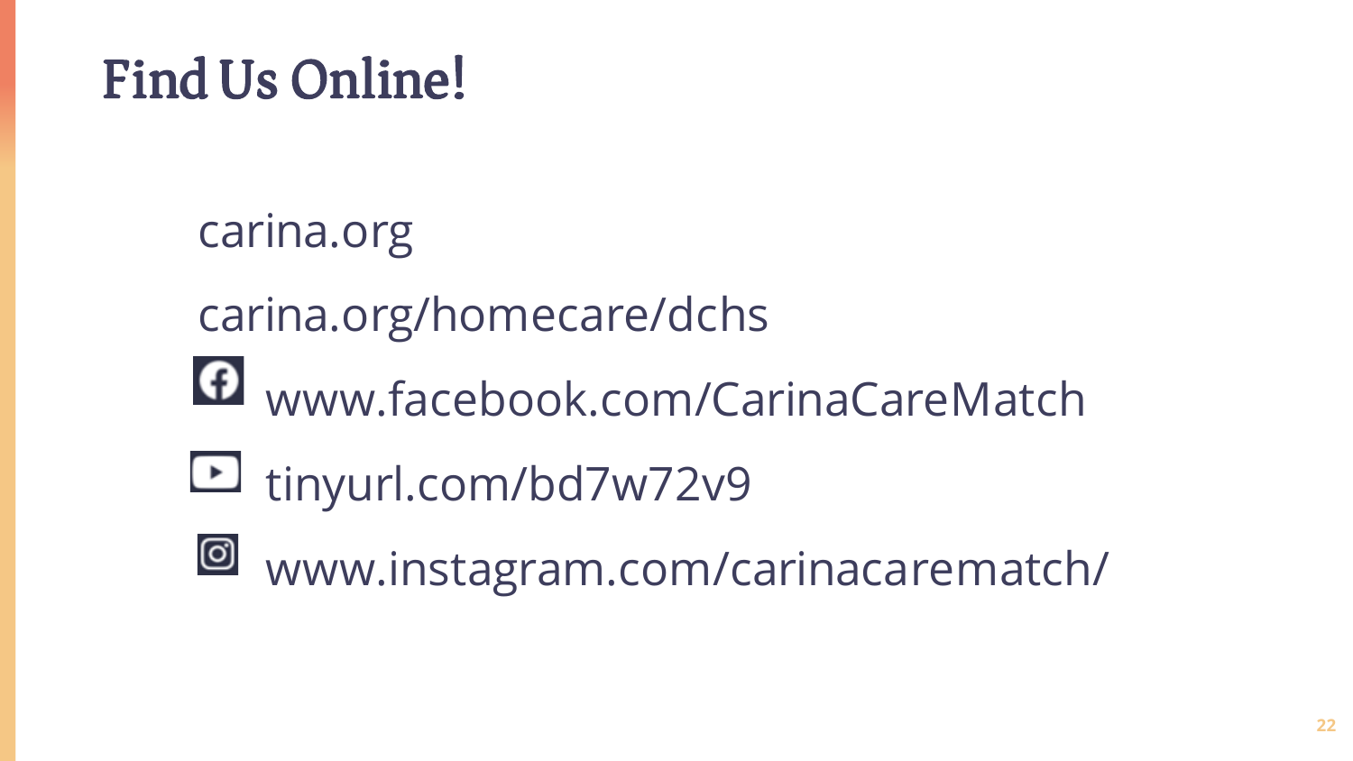# Find Us Online!

carina.org

carina.org/homecare/dchs

www.facebook.com/CarinaCareMatch

tinyurl.com/bd7w72v9

www.instagram.com/carinacarematch/